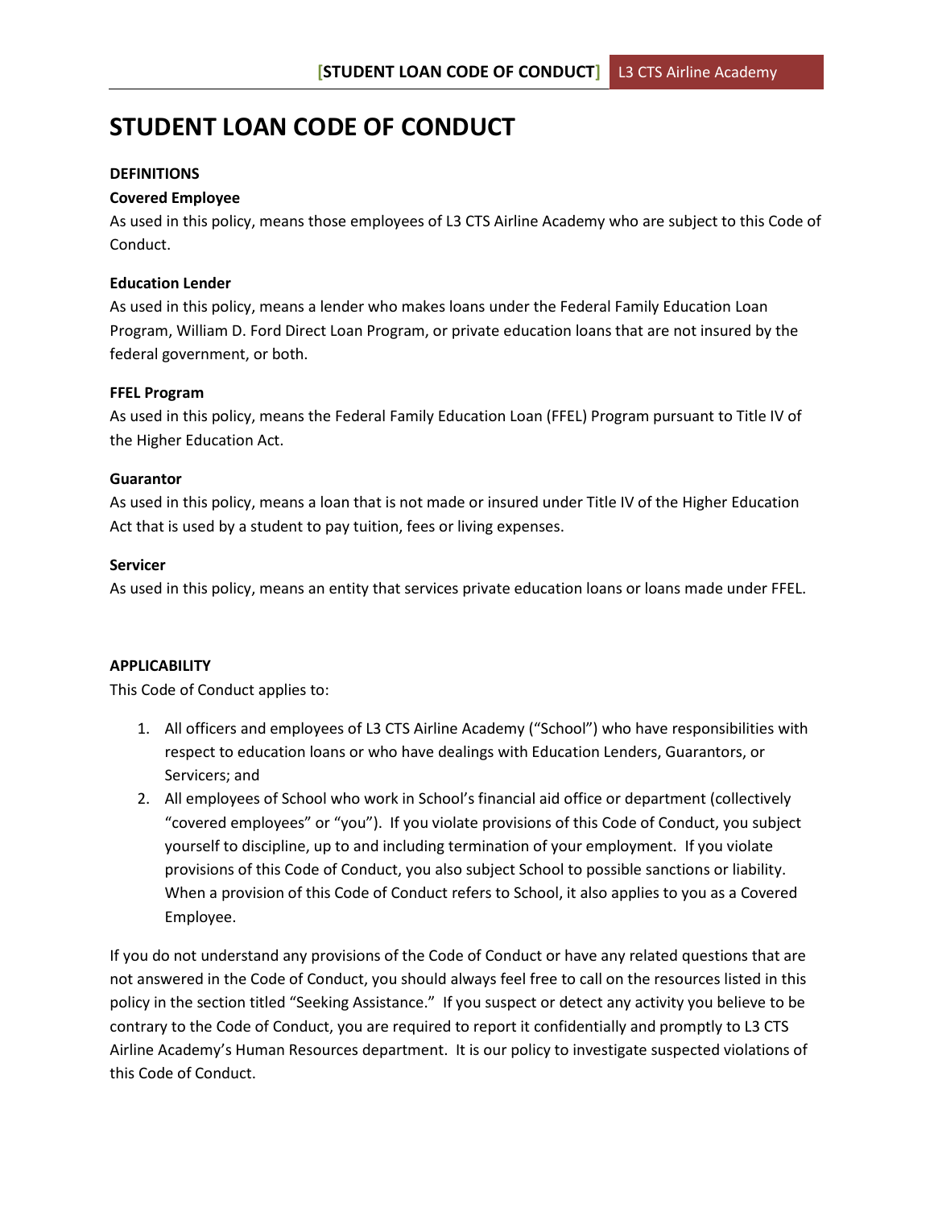# STUDENT LOAN CODE OF CONDUCT

**DEFINITIONS**

**Covered Employee**

As used in this policy, means those employees of L3 CTS Airline Academy who are subject to this Code of Conduct.

**Education Lender**

As used in this policy, means a lender who makes loans under the Federal Family Education Loan Program, William D. Ford Direct Loan Program, or private education loans that are not insured by the federal government, or both.

**FFEL Program**

As used in this policy, means the Federal Family Education Loan (FFEL) Program pursuant to Title IV of the Higher Education Act.

**Guarantor**

As used in this policy, means a loan that is not made or insured under Title IV of the Higher Education Act that is used by a student to pay tuition, fees or living expenses.

**Servicer**

As used in this policy, means an entity that services private education loans or loans made under FFEL.

**APPLICABILITY**

This Code of Conduct applies to:

1. All officers and employees of L3 CTS Airline Academy ("School") who have responsibilities with respect to education loans or who have dealings with Education Lenders, Guarantors, or Servicers; and
2. All employees of School who work in School's financial aid office or department (collectively "covered employees" or "you"). If you violate provisions of this Code of Conduct, you subject yourself to discipline, up to and including termination of your employment. If you violate provisions of this Code of Conduct, you also subject School to possible sanctions or liability. When a provision of this Code of Conduct refers to School, it also applies to you as a Covered Employee.

If you do not understand any provisions of the Code of Conduct or have any related questions that are not answered in the Code of Conduct, you should always feel free to call on the resources listed in this policy in the section titled "Seeking Assistance." If you suspect or detect any activity you believe to be contrary to the Code of Conduct, you are required to report it confidentially and promptly to L3 CTS Airline Academy's Human Resources department. It is our policy to investigate suspected violations of this Code of Conduct.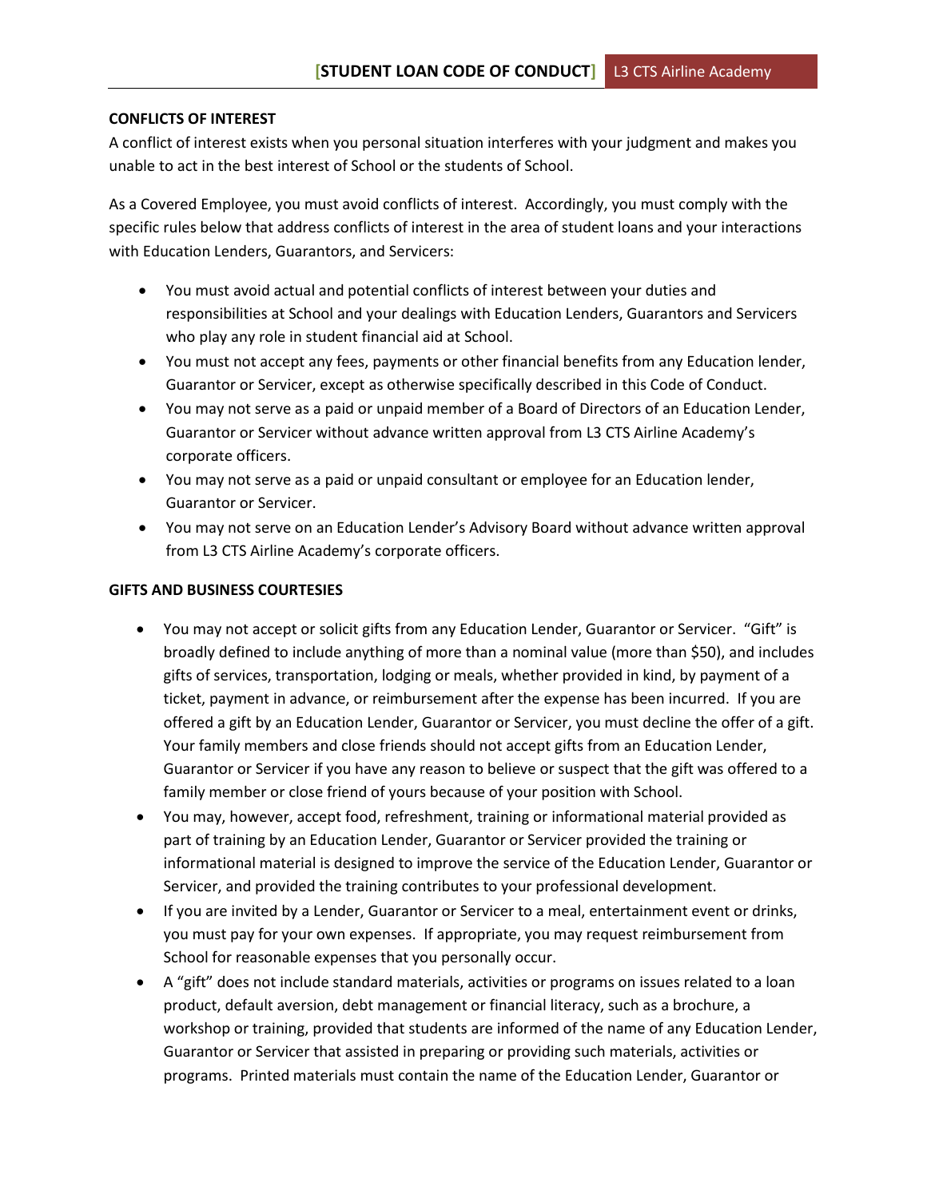**CONFLICTS OF INTEREST**

A conflict of interest exists when you personal situation interferes with your judgment and makes you unable to act in the best interest of School or the students of School.

As a Covered Employee, you must avoid conflicts of interest. Accordingly, you must comply with the specific rules below that address conflicts of interest in the area of student loans and your interactions with Education Lenders, Guarantors, and Servicers:

- You must avoid actual and potential conflicts of interest between your duties and responsibilities at School and your dealings with Education Lenders, Guarantors and Servicers who play any role in student financial aid at School.
- You must not accept any fees, payments or other financial benefits from any Education lender, Guarantor or Servicer, except as otherwise specifically described in this Code of Conduct.
- You may not serve as a paid or unpaid member of a Board of Directors of an Education Lender, Guarantor or Servicer without advance written approval from L3 CTS Airline Academy's corporate officers.
- You may not serve as a paid or unpaid consultant or employee for an Education lender, Guarantor or Servicer.
- You may not serve on an Education Lender's Advisory Board without advance written approval from L3 CTS Airline Academy's corporate officers.

**GIFTS AND BUSINESS COURTESIES**

- You may not accept or solicit gifts from any Education Lender, Guarantor or Servicer. "Gift" is broadly defined to include anything of more than a nominal value (more than $50), and includes gifts of services, transportation, lodging or meals, whether provided in kind, by payment of a ticket, payment in advance, or reimbursement after the expense has been incurred. If you are offered a gift by an Education Lender, Guarantor or Servicer, you must decline the offer of a gift. Your family members and close friends should not accept gifts from an Education Lender, Guarantor or Servicer if you have any reason to believe or suspect that the gift was offered to a family member or close friend of yours because of your position with School.
- You may, however, accept food, refreshment, training or informational material provided as part of training by an Education Lender, Guarantor or Servicer provided the training or informational material is designed to improve the service of the Education Lender, Guarantor or Servicer, and provided the training contributes to your professional development.
- If you are invited by a Lender, Guarantor or Servicer to a meal, entertainment event or drinks, you must pay for your own expenses. If appropriate, you may request reimbursement from School for reasonable expenses that you personally occur.
- A "gift" does not include standard materials, activities or programs on issues related to a loan product, default aversion, debt management or financial literacy, such as a brochure, a workshop or training, provided that students are informed of the name of any Education Lender, Guarantor or Servicer that assisted in preparing or providing such materials, activities or programs. Printed materials must contain the name of the Education Lender, Guarantor or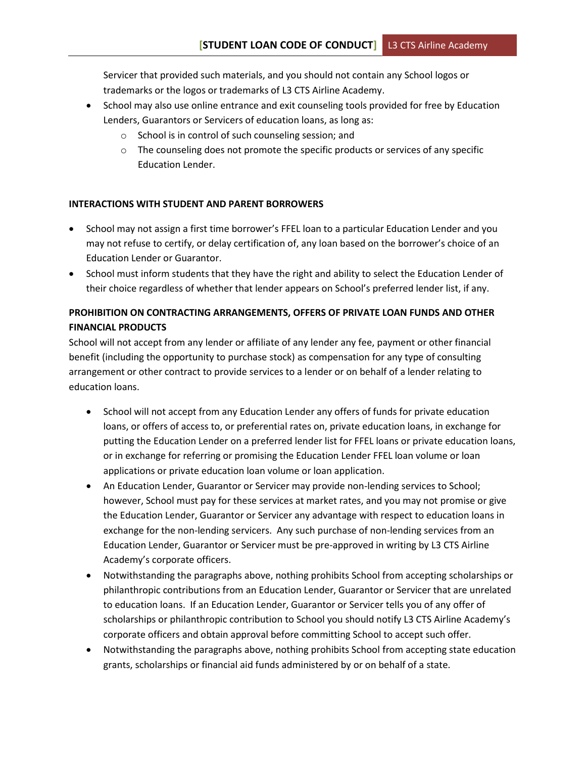Servicer that provided such materials, and you should not contain any School logos or trademarks or the logos or trademarks of L3 CTS Airline Academy.

- School may also use online entrance and exit counseling tools provided for free by Education Lenders, Guarantors or Servicers of education loans, as long as:
    - School is in control of such counseling session; and
    - The counseling does not promote the specific products or services of any specific Education Lender.

**INTERACTIONS WITH STUDENT AND PARENT BORROWERS**

- School may not assign a first time borrower's FFEL loan to a particular Education Lender and you may not refuse to certify, or delay certification of, any loan based on the borrower's choice of an Education Lender or Guarantor.
- School must inform students that they have the right and ability to select the Education Lender of their choice regardless of whether that lender appears on School's preferred lender list, if any.

**PROHIBITION ON CONTRACTING ARRANGEMENTS, OFFERS OF PRIVATE LOAN FUNDS AND OTHER FINANCIAL PRODUCTS**

School will not accept from any lender or affiliate of any lender any fee, payment or other financial benefit (including the opportunity to purchase stock) as compensation for any type of consulting arrangement or other contract to provide services to a lender or on behalf of a lender relating to education loans.

- School will not accept from any Education Lender any offers of funds for private education loans, or offers of access to, or preferential rates on, private education loans, in exchange for putting the Education Lender on a preferred lender list for FFEL loans or private education loans, or in exchange for referring or promising the Education Lender FFEL loan volume or loan applications or private education loan volume or loan application.
- An Education Lender, Guarantor or Servicer may provide non-lending services to School; however, School must pay for these services at market rates, and you may not promise or give the Education Lender, Guarantor or Servicer any advantage with respect to education loans in exchange for the non-lending servicers. Any such purchase of non-lending services from an Education Lender, Guarantor or Servicer must be pre-approved in writing by L3 CTS Airline Academy's corporate officers.
- Notwithstanding the paragraphs above, nothing prohibits School from accepting scholarships or philanthropic contributions from an Education Lender, Guarantor or Servicer that are unrelated to education loans. If an Education Lender, Guarantor or Servicer tells you of any offer of scholarships or philanthropic contribution to School you should notify L3 CTS Airline Academy's corporate officers and obtain approval before committing School to accept such offer.
- Notwithstanding the paragraphs above, nothing prohibits School from accepting state education grants, scholarships or financial aid funds administered by or on behalf of a state.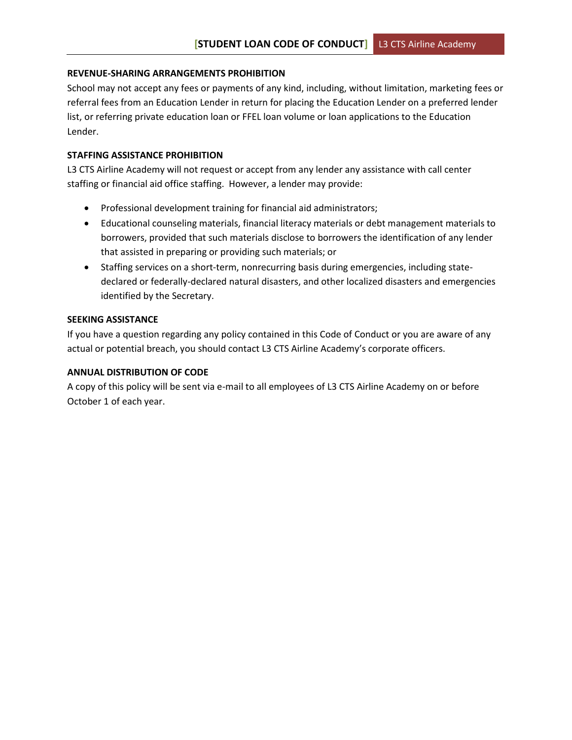## REVENUE-SHARING ARRANGEMENTS PROHIBITION

School may not accept any fees or payments of any kind, including, without limitation, marketing fees or referral fees from an Education Lender in return for placing the Education Lender on a preferred lender list, or referring private education loan or FFEL loan volume or loan applications to the Education Lender.

## STAFFING ASSISTANCE PROHIBITION

L3 CTS Airline Academy will not request or accept from any lender any assistance with call center staffing or financial aid office staffing. However, a lender may provide:

- Professional development training for financial aid administrators;
- Educational counseling materials, financial literacy materials or debt management materials to borrowers, provided that such materials disclose to borrowers the identification of any lender that assisted in preparing or providing such materials; or
- Staffing services on a short-term, nonrecurring basis during emergencies, including state-declared or federally-declared natural disasters, and other localized disasters and emergencies identified by the Secretary.

## SEEKING ASSISTANCE

If you have a question regarding any policy contained in this Code of Conduct or you are aware of any actual or potential breach, you should contact L3 CTS Airline Academy's corporate officers.

## ANNUAL DISTRIBUTION OF CODE

A copy of this policy will be sent via e-mail to all employees of L3 CTS Airline Academy on or before October 1 of each year.